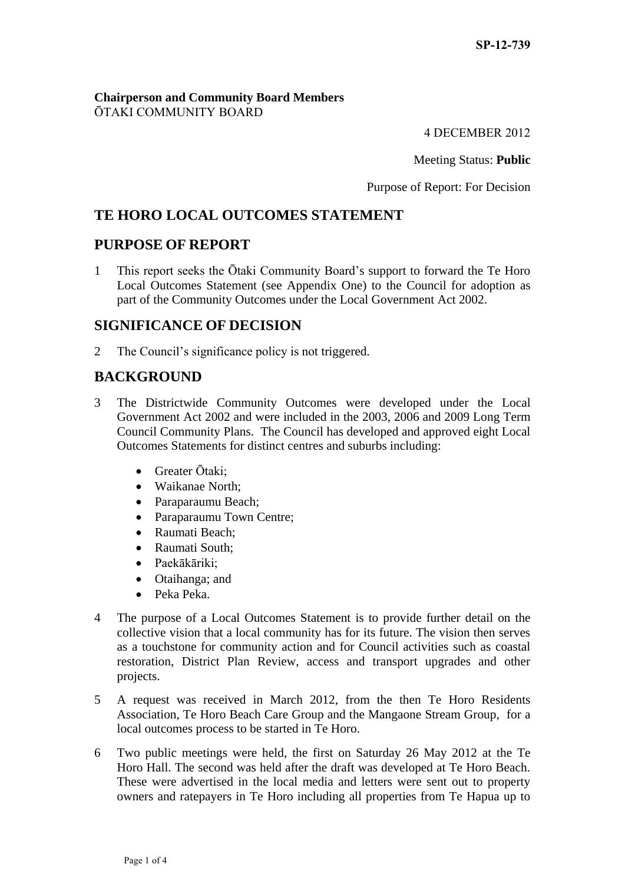SP-12-739

**Chairperson and Community Board Members**
ŌTAKI COMMUNITY BOARD

4 DECEMBER 2012

Meeting Status: **Public**

Purpose of Report: For Decision

# TE HORO LOCAL OUTCOMES STATEMENT

## PURPOSE OF REPORT

1 This report seeks the Ōtaki Community Board's support to forward the Te Horo Local Outcomes Statement (see Appendix One) to the Council for adoption as part of the Community Outcomes under the Local Government Act 2002.

## SIGNIFICANCE OF DECISION

2 The Council's significance policy is not triggered.

## BACKGROUND

3 The Districtwide Community Outcomes were developed under the Local Government Act 2002 and were included in the 2003, 2006 and 2009 Long Term Council Community Plans. The Council has developed and approved eight Local Outcomes Statements for distinct centres and suburbs including:

- Greater Ōtaki;
- Waikanae North;
- Paraparaumu Beach;
- Paraparaumu Town Centre;
- Raumati Beach;
- Raumati South;
- Paekākāriki;
- Otaihanga; and
- Peka Peka.

4 The purpose of a Local Outcomes Statement is to provide further detail on the collective vision that a local community has for its future. The vision then serves as a touchstone for community action and for Council activities such as coastal restoration, District Plan Review, access and transport upgrades and other projects.

5 A request was received in March 2012, from the then Te Horo Residents Association, Te Horo Beach Care Group and the Mangaone Stream Group, for a local outcomes process to be started in Te Horo.

6 Two public meetings were held, the first on Saturday 26 May 2012 at the Te Horo Hall. The second was held after the draft was developed at Te Horo Beach. These were advertised in the local media and letters were sent out to property owners and ratepayers in Te Horo including all properties from Te Hapua up to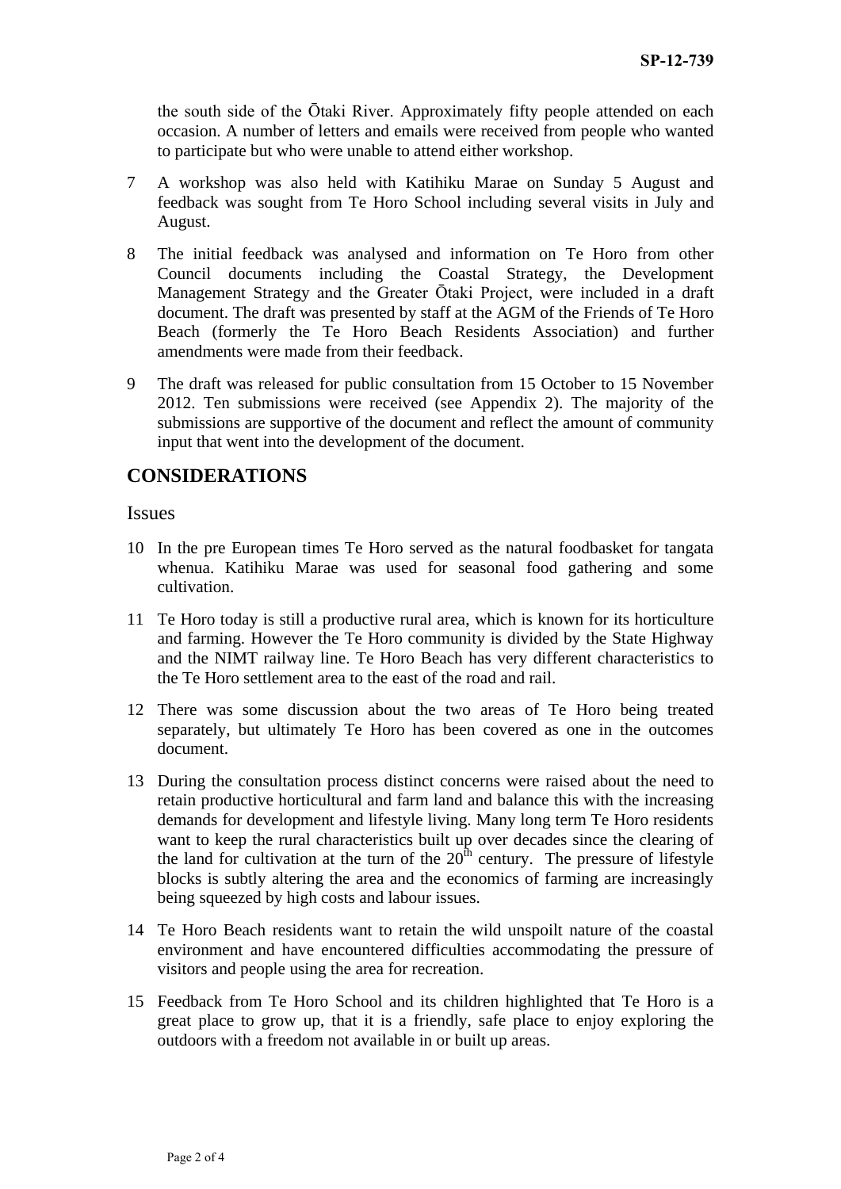the south side of the Ōtaki River. Approximately fifty people attended on each occasion. A number of letters and emails were received from people who wanted to participate but who were unable to attend either workshop.

7 A workshop was also held with Katihiku Marae on Sunday 5 August and feedback was sought from Te Horo School including several visits in July and August.

8 The initial feedback was analysed and information on Te Horo from other Council documents including the Coastal Strategy, the Development Management Strategy and the Greater Ōtaki Project, were included in a draft document. The draft was presented by staff at the AGM of the Friends of Te Horo Beach (formerly the Te Horo Beach Residents Association) and further amendments were made from their feedback.

9 The draft was released for public consultation from 15 October to 15 November 2012. Ten submissions were received (see Appendix 2). The majority of the submissions are supportive of the document and reflect the amount of community input that went into the development of the document.

## CONSIDERATIONS

### Issues

10 In the pre European times Te Horo served as the natural foodbasket for tangata whenua. Katihiku Marae was used for seasonal food gathering and some cultivation.

11 Te Horo today is still a productive rural area, which is known for its horticulture and farming. However the Te Horo community is divided by the State Highway and the NIMT railway line. Te Horo Beach has very different characteristics to the Te Horo settlement area to the east of the road and rail.

12 There was some discussion about the two areas of Te Horo being treated separately, but ultimately Te Horo has been covered as one in the outcomes document.

13 During the consultation process distinct concerns were raised about the need to retain productive horticultural and farm land and balance this with the increasing demands for development and lifestyle living. Many long term Te Horo residents want to keep the rural characteristics built up over decades since the clearing of the land for cultivation at the turn of the 20th century. The pressure of lifestyle blocks is subtly altering the area and the economics of farming are increasingly being squeezed by high costs and labour issues.

14 Te Horo Beach residents want to retain the wild unspoilt nature of the coastal environment and have encountered difficulties accommodating the pressure of visitors and people using the area for recreation.

15 Feedback from Te Horo School and its children highlighted that Te Horo is a great place to grow up, that it is a friendly, safe place to enjoy exploring the outdoors with a freedom not available in or built up areas.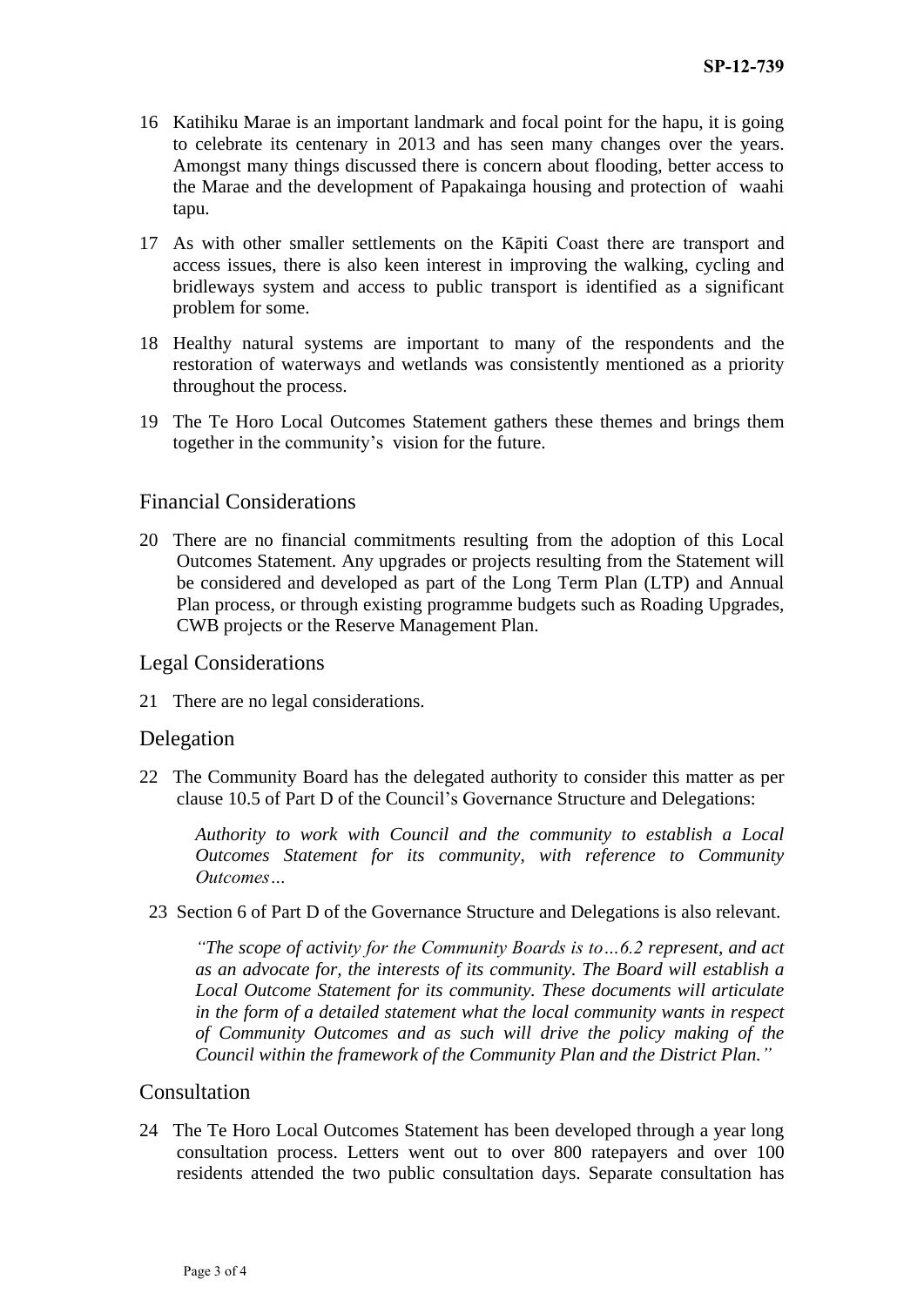16 Katihiku Marae is an important landmark and focal point for the hapu, it is going to celebrate its centenary in 2013 and has seen many changes over the years. Amongst many things discussed there is concern about flooding, better access to the Marae and the development of Papakainga housing and protection of waahi tapu.

17 As with other smaller settlements on the Kāpiti Coast there are transport and access issues, there is also keen interest in improving the walking, cycling and bridleways system and access to public transport is identified as a significant problem for some.

18 Healthy natural systems are important to many of the respondents and the restoration of waterways and wetlands was consistently mentioned as a priority throughout the process.

19 The Te Horo Local Outcomes Statement gathers these themes and brings them together in the community's vision for the future.

## Financial Considerations

20 There are no financial commitments resulting from the adoption of this Local Outcomes Statement. Any upgrades or projects resulting from the Statement will be considered and developed as part of the Long Term Plan (LTP) and Annual Plan process, or through existing programme budgets such as Roading Upgrades, CWB projects or the Reserve Management Plan.

## Legal Considerations

21 There are no legal considerations.

## Delegation

22 The Community Board has the delegated authority to consider this matter as per clause 10.5 of Part D of the Council's Governance Structure and Delegations:

> *Authority to work with Council and the community to establish a Local Outcomes Statement for its community, with reference to Community Outcomes…*

23 Section 6 of Part D of the Governance Structure and Delegations is also relevant.

> *"The scope of activity for the Community Boards is to…6.2 represent, and act as an advocate for, the interests of its community. The Board will establish a Local Outcome Statement for its community. These documents will articulate in the form of a detailed statement what the local community wants in respect of Community Outcomes and as such will drive the policy making of the Council within the framework of the Community Plan and the District Plan."*

## Consultation

24 The Te Horo Local Outcomes Statement has been developed through a year long consultation process. Letters went out to over 800 ratepayers and over 100 residents attended the two public consultation days. Separate consultation has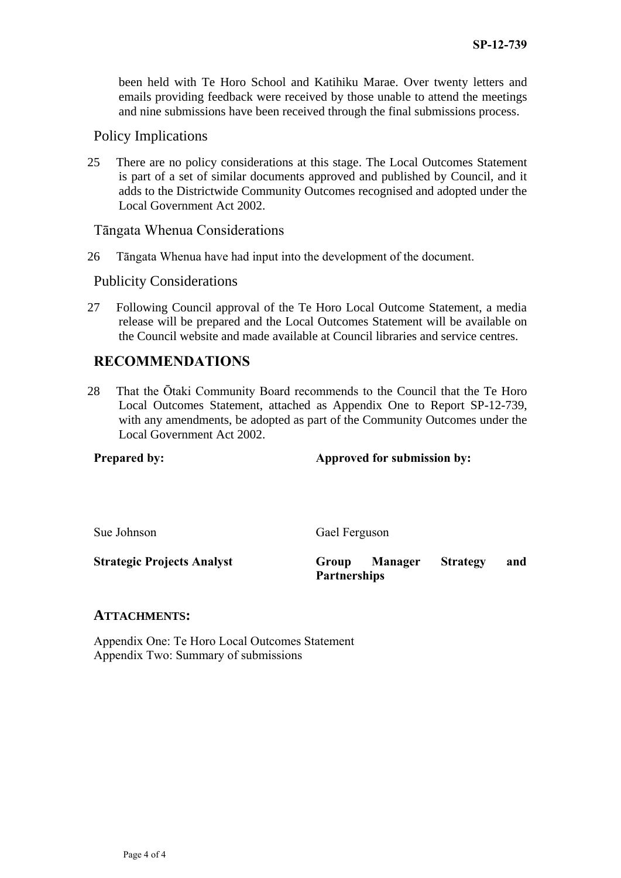been held with Te Horo School and Katihiku Marae. Over twenty letters and emails providing feedback were received by those unable to attend the meetings and nine submissions have been received through the final submissions process.

## Policy Implications

25 There are no policy considerations at this stage. The Local Outcomes Statement is part of a set of similar documents approved and published by Council, and it adds to the Districtwide Community Outcomes recognised and adopted under the Local Government Act 2002.

## Tāngata Whenua Considerations

26 Tāngata Whenua have had input into the development of the document.

## Publicity Considerations

27 Following Council approval of the Te Horo Local Outcome Statement, a media release will be prepared and the Local Outcomes Statement will be available on the Council website and made available at Council libraries and service centres.

# RECOMMENDATIONS

28 That the Ōtaki Community Board recommends to the Council that the Te Horo Local Outcomes Statement, attached as Appendix One to Report SP-12-739, with any amendments, be adopted as part of the Community Outcomes under the Local Government Act 2002.

| | |
|---|---|
| **Prepared by:** | **Approved for submission by:** |
| Sue Johnson | Gael Ferguson |
| **Strategic Projects Analyst** | **Group Manager Strategy and Partnerships** |

## ATTACHMENTS:

Appendix One: Te Horo Local Outcomes Statement
Appendix Two: Summary of submissions